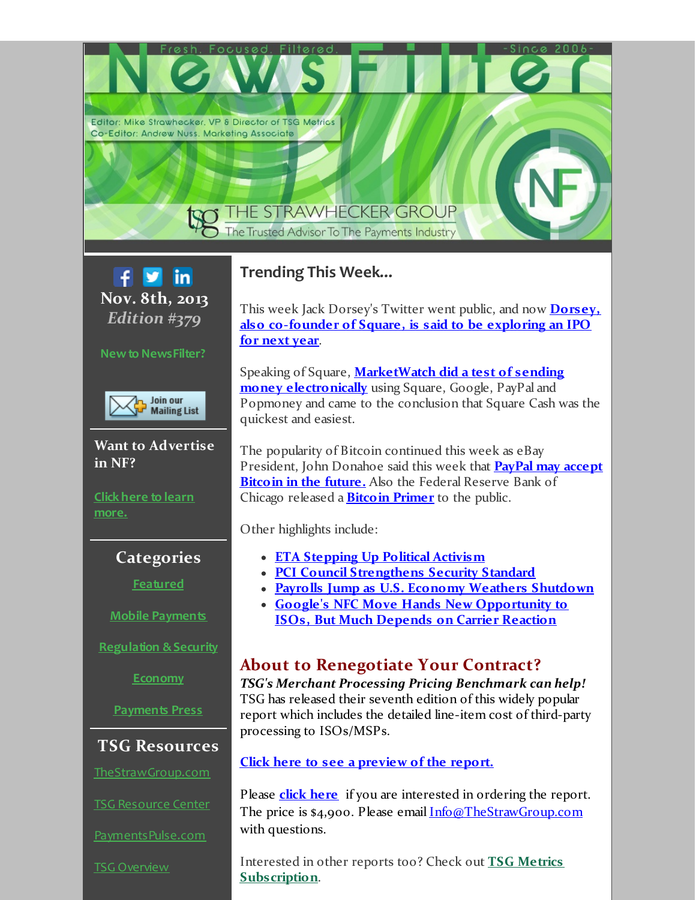# NewsFilter

Fresh. Focused. Filtered. -Since 2006-

Editor: Mike Strawhecker, VP & Director of TSG Metrics
Co-Editor: Andrew Nuss, Marketing Associate

THE STRAWHECKER GROUP
The Trusted Advisor To The Payments Industry

**Nov. 8th, 2013**
***Edition #379***

New to NewsFilter?

Join our Mailing List

**Want to Advertise in NF?**

Click here to learn more.

## Categories

Featured

Mobile Payments

Regulation & Security

Economy

Payments Press

## TSG Resources

TheStrawGroup.com

TSG Resource Center

PaymentsPulse.com

TSG Overview

## Trending This Week...

This week Jack Dorsey's Twitter went public, and now **Dorsey, also co-founder of Square, is said to be exploring an IPO for next year**.

Speaking of Square, **MarketWatch did a test of sending money electronically** using Square, Google, PayPal and Popmoney and came to the conclusion that Square Cash was the quickest and easiest.

The popularity of Bitcoin continued this week as eBay President, John Donahoe said this week that **PayPal may accept Bitcoin in the future.** Also the Federal Reserve Bank of Chicago released a **Bitcoin Primer** to the public.

Other highlights include:

- **ETA Stepping Up Political Activism**
- **PCI Council Strengthens Security Standard**
- **Payrolls Jump as U.S. Economy Weathers Shutdown**
- **Google's NFC Move Hands New Opportunity to ISOs, But Much Depends on Carrier Reaction**

## About to Renegotiate Your Contract?

***TSG's Merchant Processing Pricing Benchmark can help!***
TSG has released their seventh edition of this widely popular report which includes the detailed line-item cost of third-party processing to ISOs/MSPs.

**Click here to see a preview of the report.**

Please **click here** if you are interested in ordering the report. The price is $4,900. Please email Info@TheStrawGroup.com with questions.

Interested in other reports too? Check out **TSG Metrics Subscription**.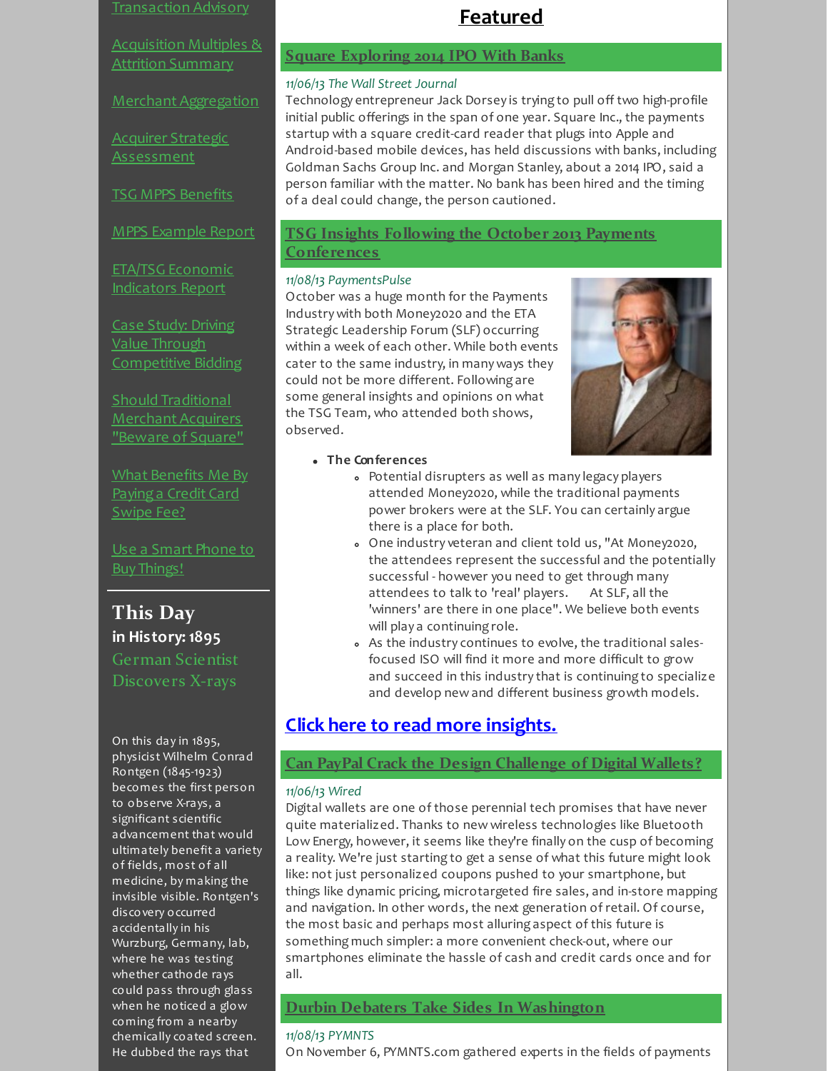Transaction Advisory

Acquisition Multiples & Attrition Summary

Merchant Aggregation

Acquirer Strategic Assessment

TSG MPPS Benefits

MPPS Example Report

ETA/TSG Economic Indicators Report

Case Study: Driving Value Through Competitive Bidding

Should Traditional Merchant Acquirers "Beware of Square"

What Benefits Me By Paying a Credit Card Swipe Fee?

Use a Smart Phone to Buy Things!

## This Day

**in History: 1895**

German Scientist Discovers X-rays

On this day in 1895, physicist Wilhelm Conrad Rontgen (1845-1923) becomes the first person to observe X-rays, a significant scientific advancement that would ultimately benefit a variety of fields, most of all medicine, by making the invisible visible. Rontgen's discovery occurred accidentally in his Wurzburg, Germany, lab, where he was testing whether cathode rays could pass through glass when he noticed a glow coming from a nearby chemically coated screen. He dubbed the rays that

# Featured

## Square Exploring 2014 IPO With Banks

*11/06/13 The Wall Street Journal*

Technology entrepreneur Jack Dorsey is trying to pull off two high-profile initial public offerings in the span of one year. Square Inc., the payments startup with a square credit-card reader that plugs into Apple and Android-based mobile devices, has held discussions with banks, including Goldman Sachs Group Inc. and Morgan Stanley, about a 2014 IPO, said a person familiar with the matter. No bank has been hired and the timing of a deal could change, the person cautioned.

## TSG Insights Following the October 2013 Payments Conferences

*11/08/13 PaymentsPulse*

October was a huge month for the Payments Industry with both Money2020 and the ETA Strategic Leadership Forum (SLF) occurring within a week of each other. While both events cater to the same industry, in many ways they could not be more different. Following are some general insights and opinions on what the TSG Team, who attended both shows, observed.

- **The Conferences**
  - Potential disrupters as well as many legacy players attended Money2020, while the traditional payments power brokers were at the SLF. You can certainly argue there is a place for both.
  - One industry veteran and client told us, "At Money2020, the attendees represent the successful and the potentially successful - however you need to get through many attendees to talk to 'real' players. At SLF, all the 'winners' are there in one place". We believe both events will play a continuing role.
  - As the industry continues to evolve, the traditional sales-focused ISO will find it more and more difficult to grow and succeed in this industry that is continuing to specialize and develop new and different business growth models.

## Click here to read more insights.

## Can PayPal Crack the Design Challenge of Digital Wallets?

*11/06/13 Wired*

Digital wallets are one of those perennial tech promises that have never quite materialized. Thanks to new wireless technologies like Bluetooth Low Energy, however, it seems like they're finally on the cusp of becoming a reality. We're just starting to get a sense of what this future might look like: not just personalized coupons pushed to your smartphone, but things like dynamic pricing, microtargeted fire sales, and in-store mapping and navigation. In other words, the next generation of retail. Of course, the most basic and perhaps most alluring aspect of this future is something much simpler: a more convenient check-out, where our smartphones eliminate the hassle of cash and credit cards once and for all.

## Durbin Debaters Take Sides In Washington

*11/08/13 PYMNTS*

On November 6, PYMNTS.com gathered experts in the fields of payments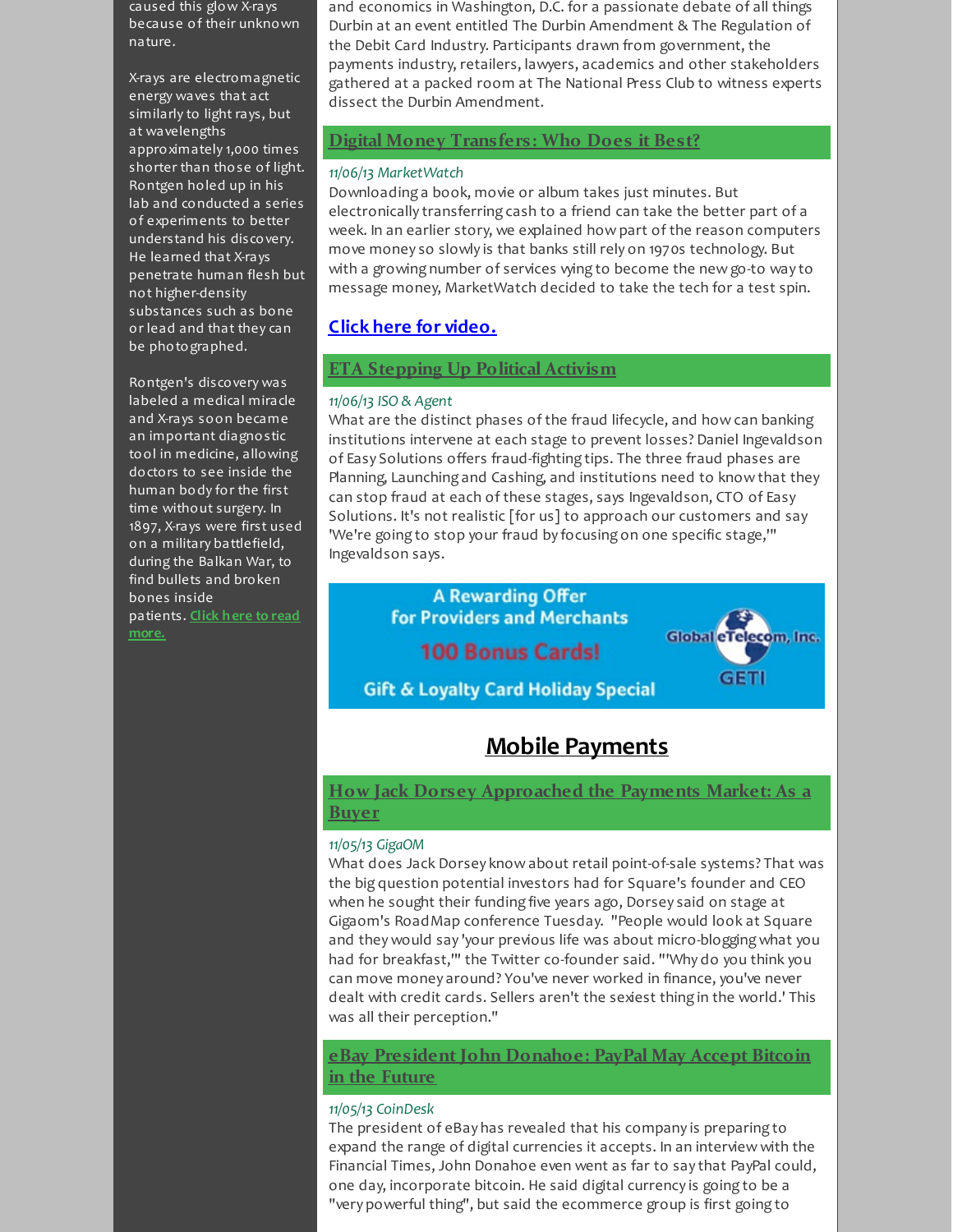caused this glow X-rays because of their unknown nature.

X-rays are electromagnetic energy waves that act similarly to light rays, but at wavelengths approximately 1,000 times shorter than those of light. Rontgen holed up in his lab and conducted a series of experiments to better understand his discovery. He learned that X-rays penetrate human flesh but not higher-density substances such as bone or lead and that they can be photographed.

Rontgen's discovery was labeled a medical miracle and X-rays soon became an important diagnostic tool in medicine, allowing doctors to see inside the human body for the first time without surgery. In 1897, X-rays were first used on a military battlefield, during the Balkan War, to find bullets and broken bones inside patients. **Click here to read more.**

and economics in Washington, D.C. for a passionate debate of all things Durbin at an event entitled The Durbin Amendment & The Regulation of the Debit Card Industry. Participants drawn from government, the payments industry, retailers, lawyers, academics and other stakeholders gathered at a packed room at The National Press Club to witness experts dissect the Durbin Amendment.

## Digital Money Transfers: Who Does it Best?

*11/06/13 MarketWatch*

Downloading a book, movie or album takes just minutes. But electronically transferring cash to a friend can take the better part of a week. In an earlier story, we explained how part of the reason computers move money so slowly is that banks still rely on 1970s technology. But with a growing number of services vying to become the new go-to way to message money, MarketWatch decided to take the tech for a test spin.

**Click here for video.**

## ETA Stepping Up Political Activism

*11/06/13 ISO & Agent*

What are the distinct phases of the fraud lifecycle, and how can banking institutions intervene at each stage to prevent losses? Daniel Ingevaldson of Easy Solutions offers fraud-fighting tips. The three fraud phases are Planning, Launching and Cashing, and institutions need to know that they can stop fraud at each of these stages, says Ingevaldson, CTO of Easy Solutions. It's not realistic [for us] to approach our customers and say 'We're going to stop your fraud by focusing on one specific stage,'" Ingevaldson says.

A Rewarding Offer for Providers and Merchants
100 Bonus Cards!
Gift & Loyalty Card Holiday Special
Global eTelecom, Inc. GETI

# Mobile Payments

## How Jack Dorsey Approached the Payments Market: As a Buyer

*11/05/13 GigaOM*

What does Jack Dorsey know about retail point-of-sale systems? That was the big question potential investors had for Square's founder and CEO when he sought their funding five years ago, Dorsey said on stage at Gigaom's RoadMap conference Tuesday. "People would look at Square and they would say 'your previous life was about micro-blogging what you had for breakfast,'" the Twitter co-founder said. "'Why do you think you can move money around? You've never worked in finance, you've never dealt with credit cards. Sellers aren't the sexiest thing in the world.' This was all their perception."

## eBay President John Donahoe: PayPal May Accept Bitcoin in the Future

*11/05/13 CoinDesk*

The president of eBay has revealed that his company is preparing to expand the range of digital currencies it accepts. In an interview with the Financial Times, John Donahoe even went as far to say that PayPal could, one day, incorporate bitcoin. He said digital currency is going to be a "very powerful thing", but said the ecommerce group is first going to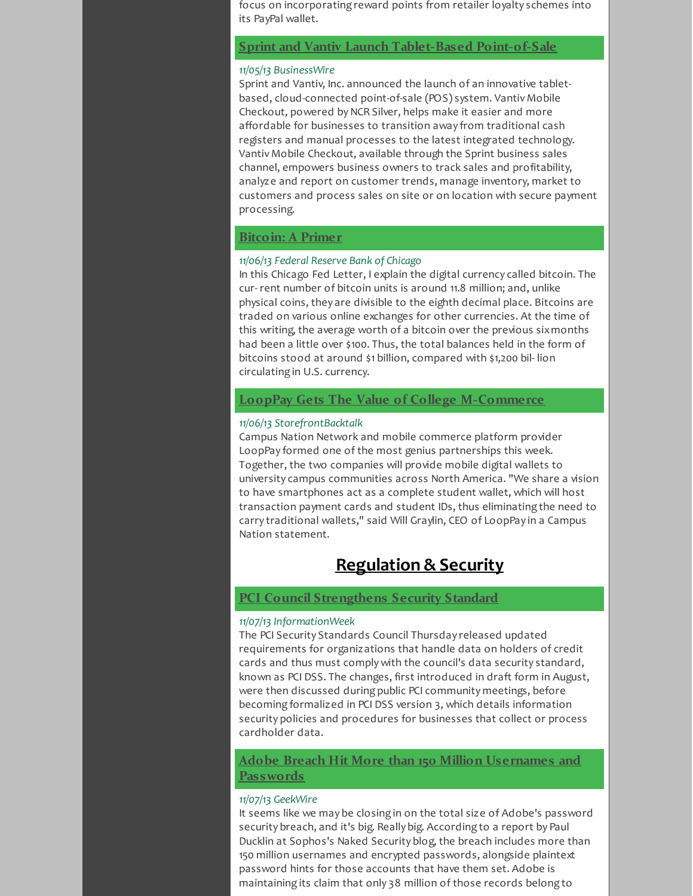focus on incorporating reward points from retailer loyalty schemes into its PayPal wallet.

### Sprint and Vantiv Launch Tablet-Based Point-of-Sale

*11/05/13 BusinessWire*

Sprint and Vantiv, Inc. announced the launch of an innovative tablet-based, cloud-connected point-of-sale (POS) system. Vantiv Mobile Checkout, powered by NCR Silver, helps make it easier and more affordable for businesses to transition away from traditional cash registers and manual processes to the latest integrated technology. Vantiv Mobile Checkout, available through the Sprint business sales channel, empowers business owners to track sales and profitability, analyze and report on customer trends, manage inventory, market to customers and process sales on site or on location with secure payment processing.

### Bitcoin: A Primer

*11/06/13 Federal Reserve Bank of Chicago*

In this Chicago Fed Letter, I explain the digital currency called bitcoin. The cur- rent number of bitcoin units is around 11.8 million; and, unlike physical coins, they are divisible to the eighth decimal place. Bitcoins are traded on various online exchanges for other currencies. At the time of this writing, the average worth of a bitcoin over the previous six months had been a little over $100. Thus, the total balances held in the form of bitcoins stood at around $1 billion, compared with $1,200 bil- lion circulating in U.S. currency.

### LoopPay Gets The Value of College M-Commerce

*11/06/13 StorefrontBacktalk*

Campus Nation Network and mobile commerce platform provider LoopPay formed one of the most genius partnerships this week. Together, the two companies will provide mobile digital wallets to university campus communities across North America. "We share a vision to have smartphones act as a complete student wallet, which will host transaction payment cards and student IDs, thus eliminating the need to carry traditional wallets," said Will Graylin, CEO of LoopPay in a Campus Nation statement.

## Regulation & Security

### PCI Council Strengthens Security Standard

*11/07/13 InformationWeek*

The PCI Security Standards Council Thursday released updated requirements for organizations that handle data on holders of credit cards and thus must comply with the council's data security standard, known as PCI DSS. The changes, first introduced in draft form in August, were then discussed during public PCI community meetings, before becoming formalized in PCI DSS version 3, which details information security policies and procedures for businesses that collect or process cardholder data.

### Adobe Breach Hit More than 150 Million Usernames and Passwords

*11/07/13 GeekWire*

It seems like we may be closing in on the total size of Adobe's password security breach, and it's big. Really big. According to a report by Paul Ducklin at Sophos's Naked Security blog, the breach includes more than 150 million usernames and encrypted passwords, alongside plaintext password hints for those accounts that have them set. Adobe is maintaining its claim that only 38 million of those records belong to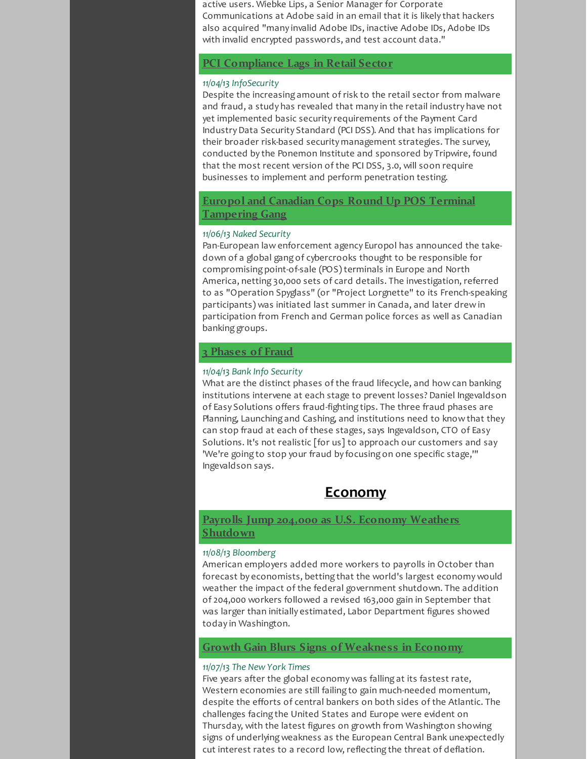active users. Wiebke Lips, a Senior Manager for Corporate Communications at Adobe said in an email that it is likely that hackers also acquired "many invalid Adobe IDs, inactive Adobe IDs, Adobe IDs with invalid encrypted passwords, and test account data."

### PCI Compliance Lags in Retail Sector

*11/04/13 InfoSecurity*

Despite the increasing amount of risk to the retail sector from malware and fraud, a study has revealed that many in the retail industry have not yet implemented basic security requirements of the Payment Card Industry Data Security Standard (PCI DSS). And that has implications for their broader risk-based security management strategies. The survey, conducted by the Ponemon Institute and sponsored by Tripwire, found that the most recent version of the PCI DSS, 3.0, will soon require businesses to implement and perform penetration testing.

### Europol and Canadian Cops Round Up POS Terminal Tampering Gang

*11/06/13 Naked Security*

Pan-European law enforcement agency Europol has announced the take-down of a global gang of cybercrooks thought to be responsible for compromising point-of-sale (POS) terminals in Europe and North America, netting 30,000 sets of card details. The investigation, referred to as "Operation Spyglass" (or "Project Lorgnette" to its French-speaking participants) was initiated last summer in Canada, and later drew in participation from French and German police forces as well as Canadian banking groups.

### 3 Phases of Fraud

*11/04/13 Bank Info Security*

What are the distinct phases of the fraud lifecycle, and how can banking institutions intervene at each stage to prevent losses? Daniel Ingevaldson of Easy Solutions offers fraud-fighting tips. The three fraud phases are Planning, Launching and Cashing, and institutions need to know that they can stop fraud at each of these stages, says Ingevaldson, CTO of Easy Solutions. It's not realistic [for us] to approach our customers and say 'We're going to stop your fraud by focusing on one specific stage,'" Ingevaldson says.

## Economy

### Payrolls Jump 204,000 as U.S. Economy Weathers Shutdown

*11/08/13 Bloomberg*

American employers added more workers to payrolls in October than forecast by economists, betting that the world's largest economy would weather the impact of the federal government shutdown. The addition of 204,000 workers followed a revised 163,000 gain in September that was larger than initially estimated, Labor Department figures showed today in Washington.

### Growth Gain Blurs Signs of Weakness in Economy

*11/07/13 The New York Times*

Five years after the global economy was falling at its fastest rate, Western economies are still failing to gain much-needed momentum, despite the efforts of central bankers on both sides of the Atlantic. The challenges facing the United States and Europe were evident on Thursday, with the latest figures on growth from Washington showing signs of underlying weakness as the European Central Bank unexpectedly cut interest rates to a record low, reflecting the threat of deflation.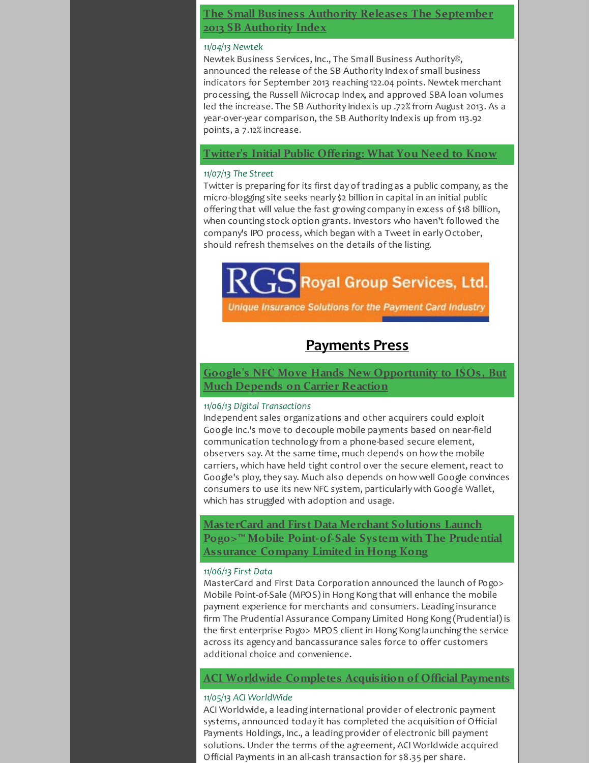### The Small Business Authority Releases The September 2013 SB Authority Index

*11/04/13 Newtek*

Newtek Business Services, Inc., The Small Business Authority®, announced the release of the SB Authority Index of small business indicators for September 2013 reaching 122.04 points. Newtek merchant processing, the Russell Microcap Index, and approved SBA loan volumes led the increase. The SB Authority Index is up .72% from August 2013. As a year-over-year comparison, the SB Authority Index is up from 113.92 points, a 7.12% increase.

### Twitter's Initial Public Offering: What You Need to Know

*11/07/13 The Street*

Twitter is preparing for its first day of trading as a public company, as the micro-blogging site seeks nearly $2 billion in capital in an initial public offering that will value the fast growing company in excess of $18 billion, when counting stock option grants. Investors who haven't followed the company's IPO process, which began with a Tweet in early October, should refresh themselves on the details of the listing.

RGS Royal Group Services, Ltd.
Unique Insurance Solutions for the Payment Card Industry

## Payments Press

### Google's NFC Move Hands New Opportunity to ISOs, But Much Depends on Carrier Reaction

*11/06/13 Digital Transactions*

Independent sales organizations and other acquirers could exploit Google Inc.'s move to decouple mobile payments based on near-field communication technology from a phone-based secure element, observers say. At the same time, much depends on how the mobile carriers, which have held tight control over the secure element, react to Google's ploy, they say. Much also depends on how well Google convinces consumers to use its new NFC system, particularly with Google Wallet, which has struggled with adoption and usage.

### MasterCard and First Data Merchant Solutions Launch Pogo>™ Mobile Point-of-Sale System with The Prudential Assurance Company Limited in Hong Kong

*11/06/13 First Data*

MasterCard and First Data Corporation announced the launch of Pogo> Mobile Point-of-Sale (MPOS) in Hong Kong that will enhance the mobile payment experience for merchants and consumers. Leading insurance firm The Prudential Assurance Company Limited Hong Kong (Prudential) is the first enterprise Pogo> MPOS client in Hong Kong launching the service across its agency and bancassurance sales force to offer customers additional choice and convenience.

### ACI Worldwide Completes Acquisition of Official Payments

*11/05/13 ACI WorldWide*

ACI Worldwide, a leading international provider of electronic payment systems, announced today it has completed the acquisition of Official Payments Holdings, Inc., a leading provider of electronic bill payment solutions. Under the terms of the agreement, ACI Worldwide acquired Official Payments in an all-cash transaction for $8.35 per share.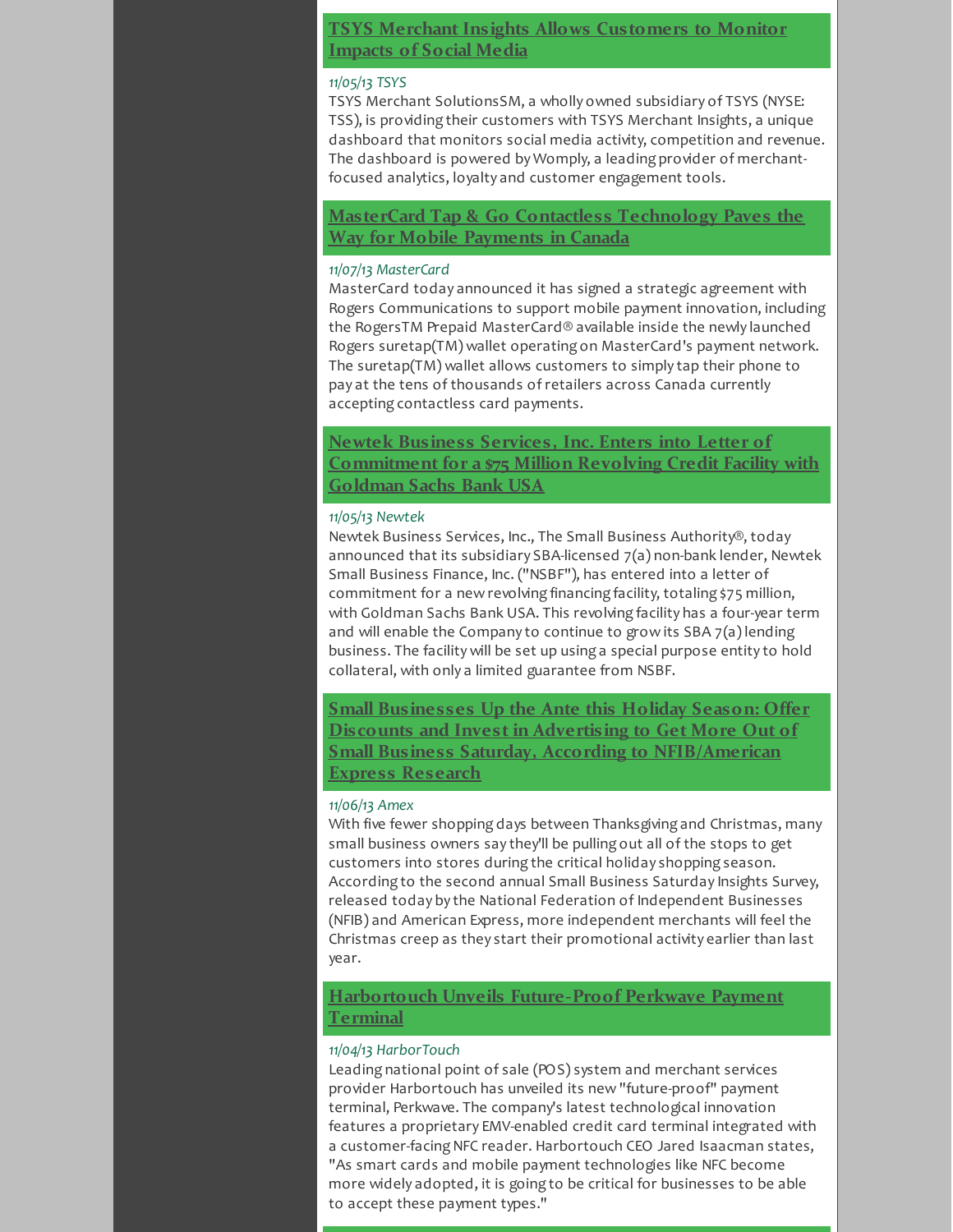## TSYS Merchant Insights Allows Customers to Monitor Impacts of Social Media

*11/05/13 TSYS*

TSYS Merchant SolutionsSM, a wholly owned subsidiary of TSYS (NYSE: TSS), is providing their customers with TSYS Merchant Insights, a unique dashboard that monitors social media activity, competition and revenue. The dashboard is powered by Womply, a leading provider of merchant-focused analytics, loyalty and customer engagement tools.

## MasterCard Tap & Go Contactless Technology Paves the Way for Mobile Payments in Canada

*11/07/13 MasterCard*

MasterCard today announced it has signed a strategic agreement with Rogers Communications to support mobile payment innovation, including the RogersTM Prepaid MasterCard® available inside the newly launched Rogers suretap(TM) wallet operating on MasterCard's payment network. The suretap(TM) wallet allows customers to simply tap their phone to pay at the tens of thousands of retailers across Canada currently accepting contactless card payments.

## Newtek Business Services, Inc. Enters into Letter of Commitment for a $75 Million Revolving Credit Facility with Goldman Sachs Bank USA

*11/05/13 Newtek*

Newtek Business Services, Inc., The Small Business Authority®, today announced that its subsidiary SBA-licensed 7(a) non-bank lender, Newtek Small Business Finance, Inc. ("NSBF"), has entered into a letter of commitment for a new revolving financing facility, totaling $75 million, with Goldman Sachs Bank USA. This revolving facility has a four-year term and will enable the Company to continue to grow its SBA 7(a) lending business. The facility will be set up using a special purpose entity to hold collateral, with only a limited guarantee from NSBF.

## Small Businesses Up the Ante this Holiday Season: Offer Discounts and Invest in Advertising to Get More Out of Small Business Saturday, According to NFIB/American Express Research

*11/06/13 Amex*

With five fewer shopping days between Thanksgiving and Christmas, many small business owners say they'll be pulling out all of the stops to get customers into stores during the critical holiday shopping season. According to the second annual Small Business Saturday Insights Survey, released today by the National Federation of Independent Businesses (NFIB) and American Express, more independent merchants will feel the Christmas creep as they start their promotional activity earlier than last year.

## Harbortouch Unveils Future-Proof Perkwave Payment Terminal

*11/04/13 HarborTouch*

Leading national point of sale (POS) system and merchant services provider Harbortouch has unveiled its new "future-proof" payment terminal, Perkwave. The company's latest technological innovation features a proprietary EMV-enabled credit card terminal integrated with a customer-facing NFC reader. Harbortouch CEO Jared Isaacman states, "As smart cards and mobile payment technologies like NFC become more widely adopted, it is going to be critical for businesses to be able to accept these payment types."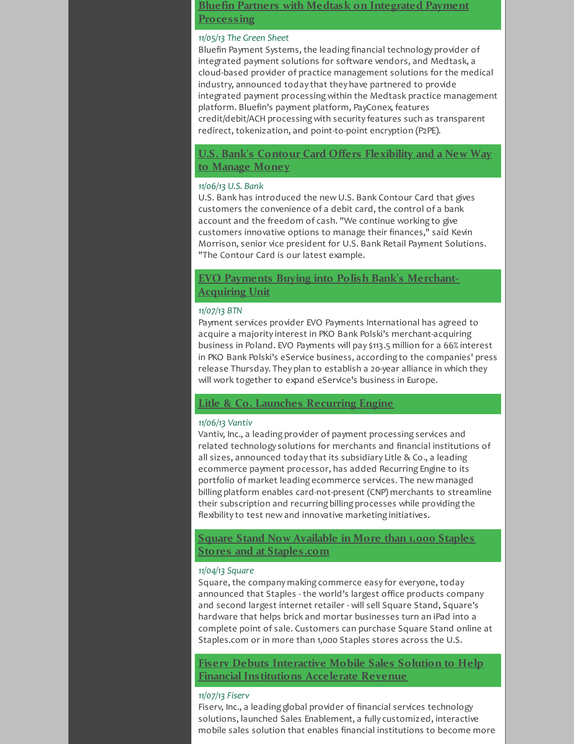## Bluefin Partners with Medtask on Integrated Payment Processing

*11/05/13 The Green Sheet*

Bluefin Payment Systems, the leading financial technology provider of integrated payment solutions for software vendors, and Medtask, a cloud-based provider of practice management solutions for the medical industry, announced today that they have partnered to provide integrated payment processing within the Medtask practice management platform. Bluefin's payment platform, PayConex, features credit/debit/ACH processing with security features such as transparent redirect, tokenization, and point-to-point encryption (P2PE).

## U.S. Bank's Contour Card Offers Flexibility and a New Way to Manage Money

*11/06/13 U.S. Bank*

U.S. Bank has introduced the new U.S. Bank Contour Card that gives customers the convenience of a debit card, the control of a bank account and the freedom of cash. "We continue working to give customers innovative options to manage their finances," said Kevin Morrison, senior vice president for U.S. Bank Retail Payment Solutions. "The Contour Card is our latest example.

## EVO Payments Buying into Polish Bank's Merchant-Acquiring Unit

*11/07/13 BTN*

Payment services provider EVO Payments International has agreed to acquire a majority interest in PKO Bank Polski's merchant-acquiring business in Poland. EVO Payments will pay $113.5 million for a 66% interest in PKO Bank Polski's eService business, according to the companies' press release Thursday. They plan to establish a 20-year alliance in which they will work together to expand eService's business in Europe.

## Litle & Co. Launches Recurring Engine

*11/06/13 Vantiv*

Vantiv, Inc., a leading provider of payment processing services and related technology solutions for merchants and financial institutions of all sizes, announced today that its subsidiary Litle & Co., a leading ecommerce payment processor, has added Recurring Engine to its portfolio of market leading ecommerce services. The new managed billing platform enables card-not-present (CNP) merchants to streamline their subscription and recurring billing processes while providing the flexibility to test new and innovative marketing initiatives.

## Square Stand Now Available in More than 1,000 Staples Stores and at Staples.com

*11/04/13 Square*

Square, the company making commerce easy for everyone, today announced that Staples - the world's largest office products company and second largest internet retailer - will sell Square Stand, Square's hardware that helps brick and mortar businesses turn an iPad into a complete point of sale. Customers can purchase Square Stand online at Staples.com or in more than 1,000 Staples stores across the U.S.

## Fiserv Debuts Interactive Mobile Sales Solution to Help Financial Institutions Accelerate Revenue

*11/07/13 Fiserv*

Fiserv, Inc., a leading global provider of financial services technology solutions, launched Sales Enablement, a fully customized, interactive mobile sales solution that enables financial institutions to become more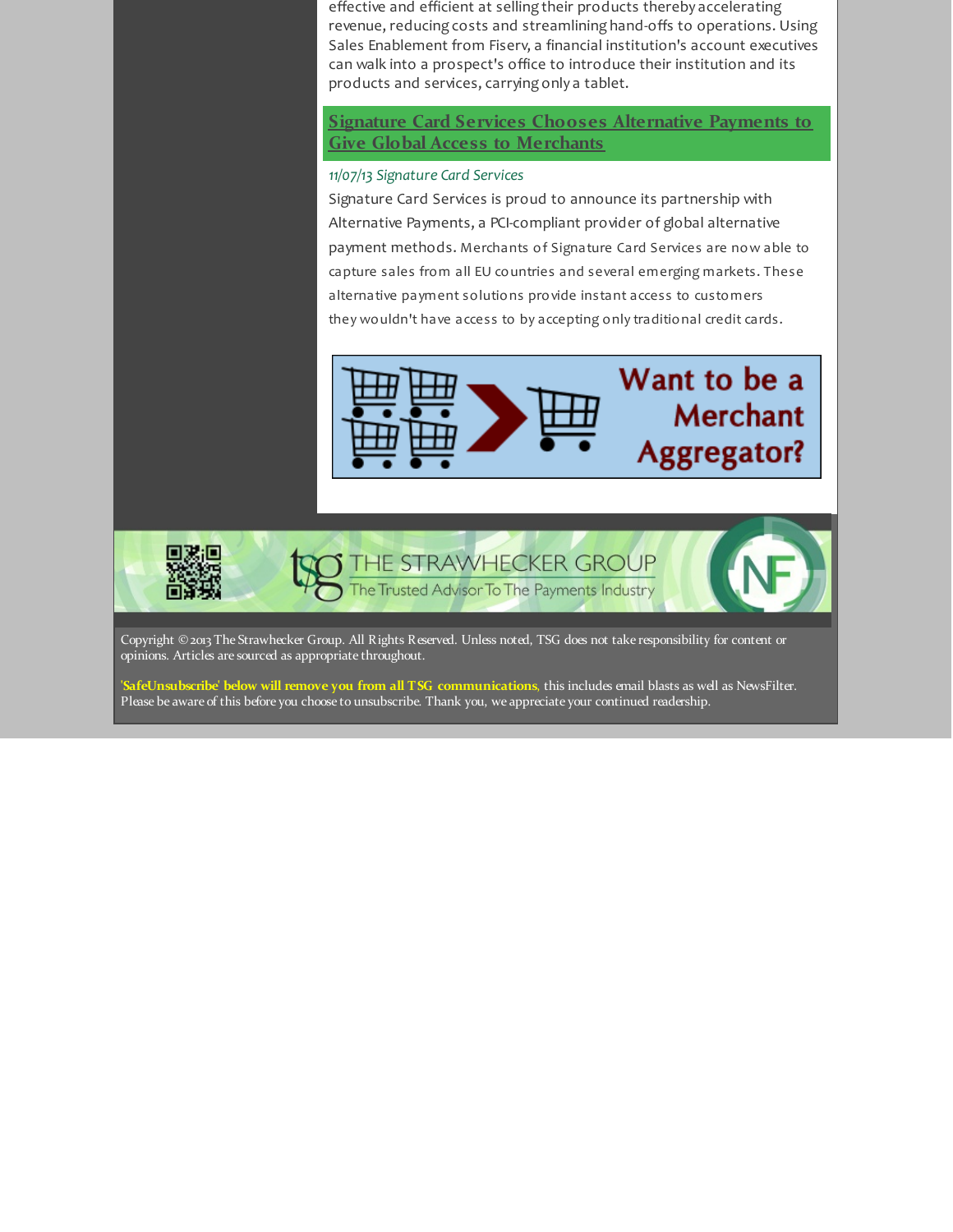effective and efficient at selling their products thereby accelerating revenue, reducing costs and streamlining hand-offs to operations. Using Sales Enablement from Fiserv, a financial institution's account executives can walk into a prospect's office to introduce their institution and its products and services, carrying only a tablet.

## Signature Card Services Chooses Alternative Payments to Give Global Access to Merchants

*11/07/13 Signature Card Services*

Signature Card Services is proud to announce its partnership with Alternative Payments, a PCI-compliant provider of global alternative payment methods. Merchants of Signature Card Services are now able to capture sales from all EU countries and several emerging markets. These alternative payment solutions provide instant access to customers they wouldn't have access to by accepting only traditional credit cards.

Want to be a Merchant Aggregator?

THE STRAWHECKER GROUP
The Trusted Advisor To The Payments Industry

Copyright © 2013 The Strawhecker Group. All Rights Reserved. Unless noted, TSG does not take responsibility for content or opinions. Articles are sourced as appropriate throughout.

**'SafeUnsubscribe' below will remove you from all TSG communications**, this includes email blasts as well as NewsFilter. Please be aware of this before you choose to unsubscribe. Thank you, we appreciate your continued readership.